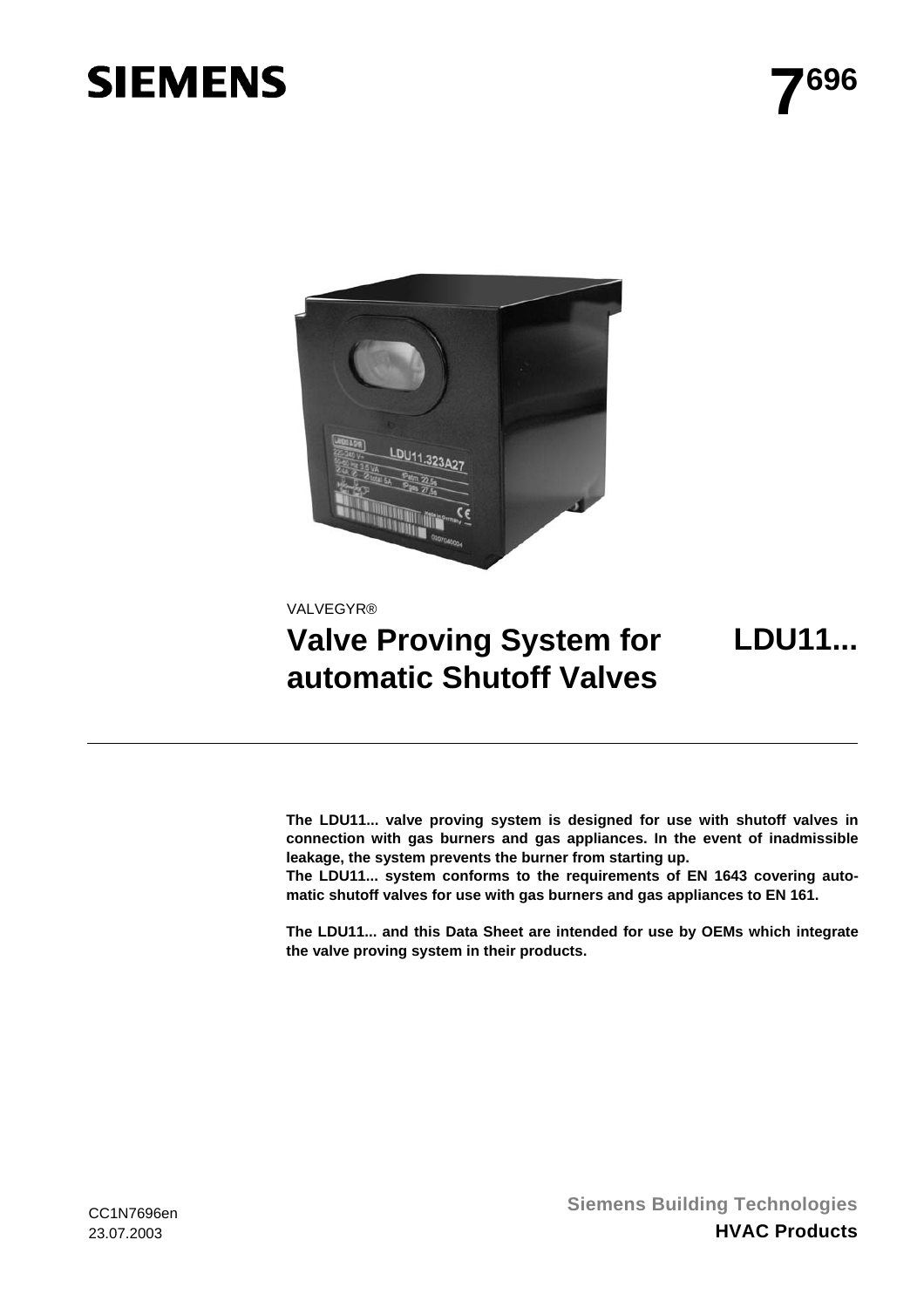# SIEMENS

**7696**

VALVEGYR®

# Valve Proving System for automatic Shutoff Valves

# LDU11...

**The LDU11... valve proving system is designed for use with shutoff valves in connection with gas burners and gas appliances. In the event of inadmissible leakage, the system prevents the burner from starting up.**

**The LDU11... system conforms to the requirements of EN 1643 covering automatic shutoff valves for use with gas burners and gas appliances to EN 161.**

**The LDU11... and this Data Sheet are intended for use by OEMs which integrate the valve proving system in their products.**

CC1N7696en
23.07.2003

**Siemens Building Technologies**
**HVAC Products**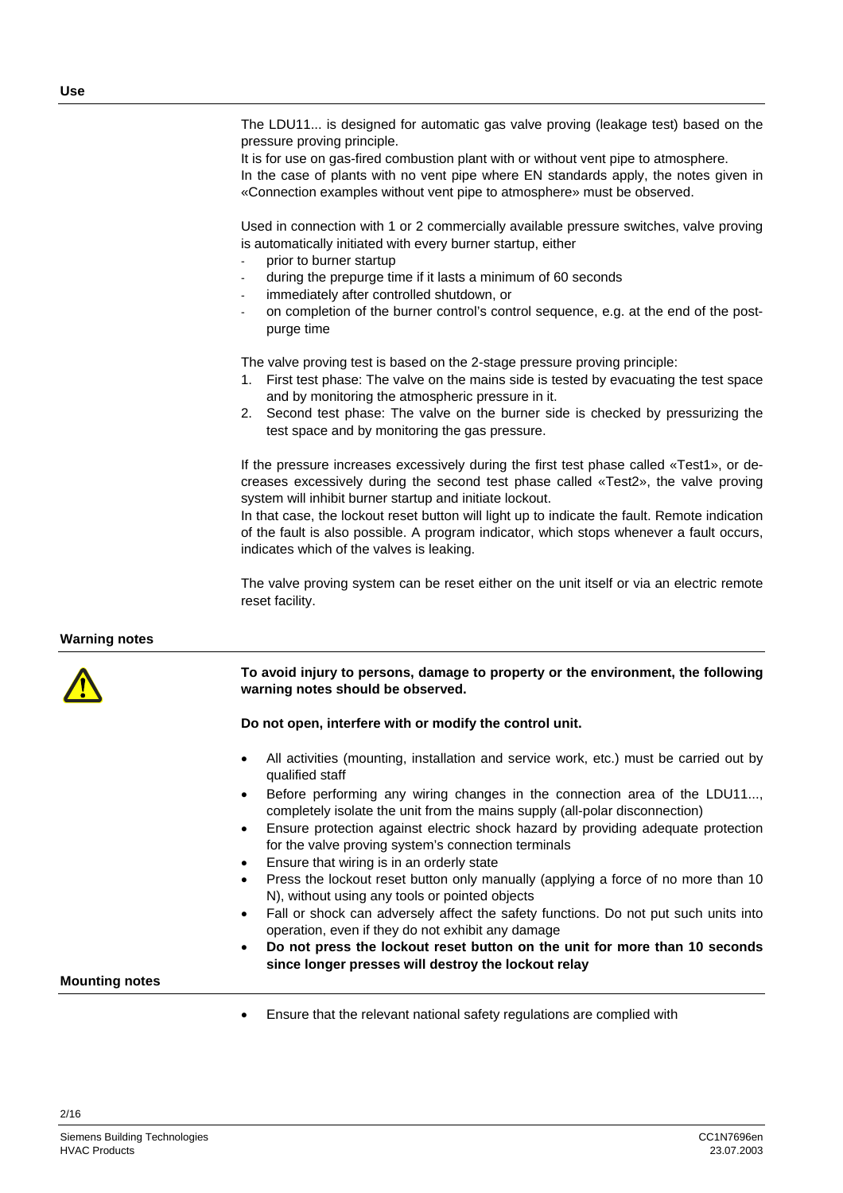## Use

The LDU11... is designed for automatic gas valve proving (leakage test) based on the pressure proving principle.
It is for use on gas-fired combustion plant with or without vent pipe to atmosphere.
In the case of plants with no vent pipe where EN standards apply, the notes given in «Connection examples without vent pipe to atmosphere» must be observed.

Used in connection with 1 or 2 commercially available pressure switches, valve proving is automatically initiated with every burner startup, either

- prior to burner startup
- during the prepurge time if it lasts a minimum of 60 seconds
- immediately after controlled shutdown, or
- on completion of the burner control's control sequence, e.g. at the end of the post-purge time

The valve proving test is based on the 2-stage pressure proving principle:

1. First test phase: The valve on the mains side is tested by evacuating the test space and by monitoring the atmospheric pressure in it.
2. Second test phase: The valve on the burner side is checked by pressurizing the test space and by monitoring the gas pressure.

If the pressure increases excessively during the first test phase called «Test1», or decreases excessively during the second test phase called «Test2», the valve proving system will inhibit burner startup and initiate lockout.
In that case, the lockout reset button will light up to indicate the fault. Remote indication of the fault is also possible. A program indicator, which stops whenever a fault occurs, indicates which of the valves is leaking.

The valve proving system can be reset either on the unit itself or via an electric remote reset facility.

## Warning notes

**To avoid injury to persons, damage to property or the environment, the following warning notes should be observed.**

**Do not open, interfere with or modify the control unit.**

- All activities (mounting, installation and service work, etc.) must be carried out by qualified staff
- Before performing any wiring changes in the connection area of the LDU11..., completely isolate the unit from the mains supply (all-polar disconnection)
- Ensure protection against electric shock hazard by providing adequate protection for the valve proving system's connection terminals
- Ensure that wiring is in an orderly state
- Press the lockout reset button only manually (applying a force of no more than 10 N), without using any tools or pointed objects
- Fall or shock can adversely affect the safety functions. Do not put such units into operation, even if they do not exhibit any damage
- **Do not press the lockout reset button on the unit for more than 10 seconds since longer presses will destroy the lockout relay**

## Mounting notes

- Ensure that the relevant national safety regulations are complied with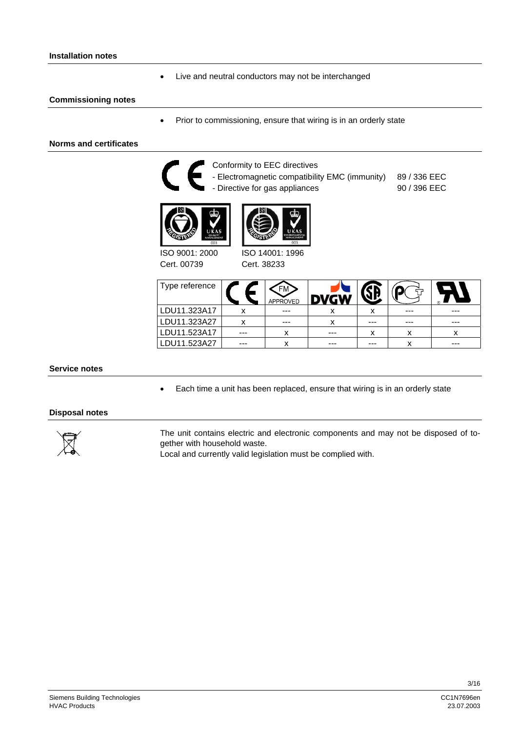## Installation notes

- Live and neutral conductors may not be interchanged

## Commissioning notes

- Prior to commissioning, ensure that wiring is in an orderly state

## Norms and certificates

Conformity to EEC directives

- Electromagnetic compatibility EMC (immunity) 89 / 336 EEC
- Directive for gas appliances 90 / 396 EEC

ISO 9001: 2000
Cert. 00739

ISO 14001: 1996
Cert. 38233

| Type reference | CE | FM APPROVED | DVGW | SA | PG | UR |
|---|---|---|---|---|---|---|
| LDU11.323A17 | x | --- | x | x | --- | --- |
| LDU11.323A27 | x | --- | x | --- | --- | --- |
| LDU11.523A17 | --- | x | --- | x | x | x |
| LDU11.523A27 | --- | x | --- | --- | x | --- |

## Service notes

- Each time a unit has been replaced, ensure that wiring is in an orderly state

## Disposal notes

The unit contains electric and electronic components and may not be disposed of together with household waste.
Local and currently valid legislation must be complied with.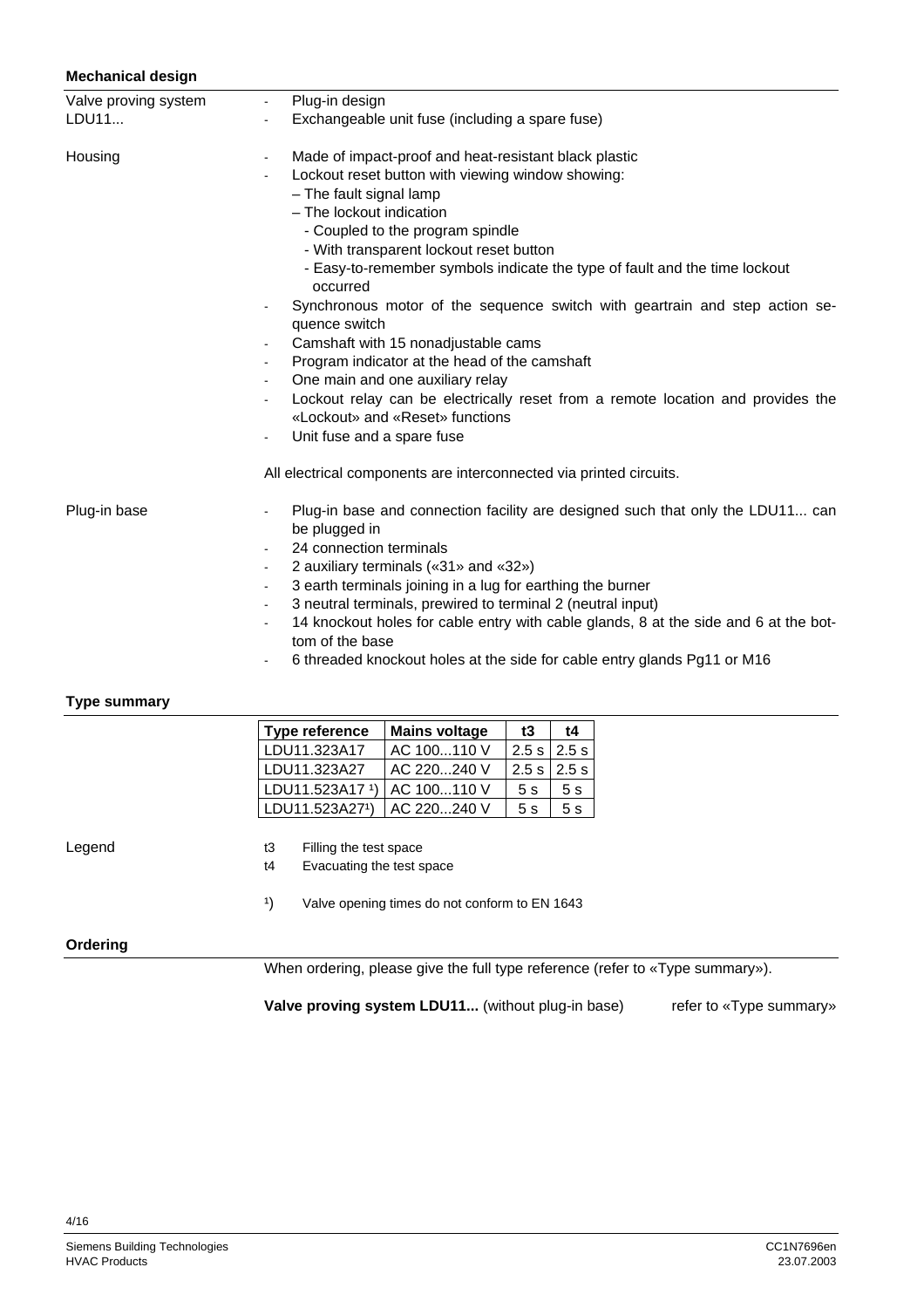## Mechanical design

**Valve proving system LDU11...**

- Plug-in design
- Exchangeable unit fuse (including a spare fuse)

**Housing**

- Made of impact-proof and heat-resistant black plastic
- Lockout reset button with viewing window showing:
  – The fault signal lamp
  – The lockout indication
    - Coupled to the program spindle
    - With transparent lockout reset button
    - Easy-to-remember symbols indicate the type of fault and the time lockout occurred
- Synchronous motor of the sequence switch with geartrain and step action sequence switch
- Camshaft with 15 nonadjustable cams
- Program indicator at the head of the camshaft
- One main and one auxiliary relay
- Lockout relay can be electrically reset from a remote location and provides the «Lockout» and «Reset» functions
- Unit fuse and a spare fuse

All electrical components are interconnected via printed circuits.

**Plug-in base**

- Plug-in base and connection facility are designed such that only the LDU11... can be plugged in
- 24 connection terminals
- 2 auxiliary terminals («31» and «32»)
- 3 earth terminals joining in a lug for earthing the burner
- 3 neutral terminals, prewired to terminal 2 (neutral input)
- 14 knockout holes for cable entry with cable glands, 8 at the side and 6 at the bottom of the base
- 6 threaded knockout holes at the side for cable entry glands Pg11 or M16

## Type summary

| Type reference | Mains voltage | t3 | t4 |
|---|---|---|---|
| LDU11.323A17 | AC 100...110 V | 2.5 s | 2.5 s |
| LDU11.323A27 | AC 220...240 V | 2.5 s | 2.5 s |
| LDU11.523A17 [1]) | AC 100...110 V | 5 s | 5 s |
| LDU11.523A27[1]) | AC 220...240 V | 5 s | 5 s |

**Legend**

t3 Filling the test space
t4 Evacuating the test space

[1]) Valve opening times do not conform to EN 1643

## Ordering

When ordering, please give the full type reference (refer to «Type summary»).

**Valve proving system LDU11...** (without plug-in base) refer to «Type summary»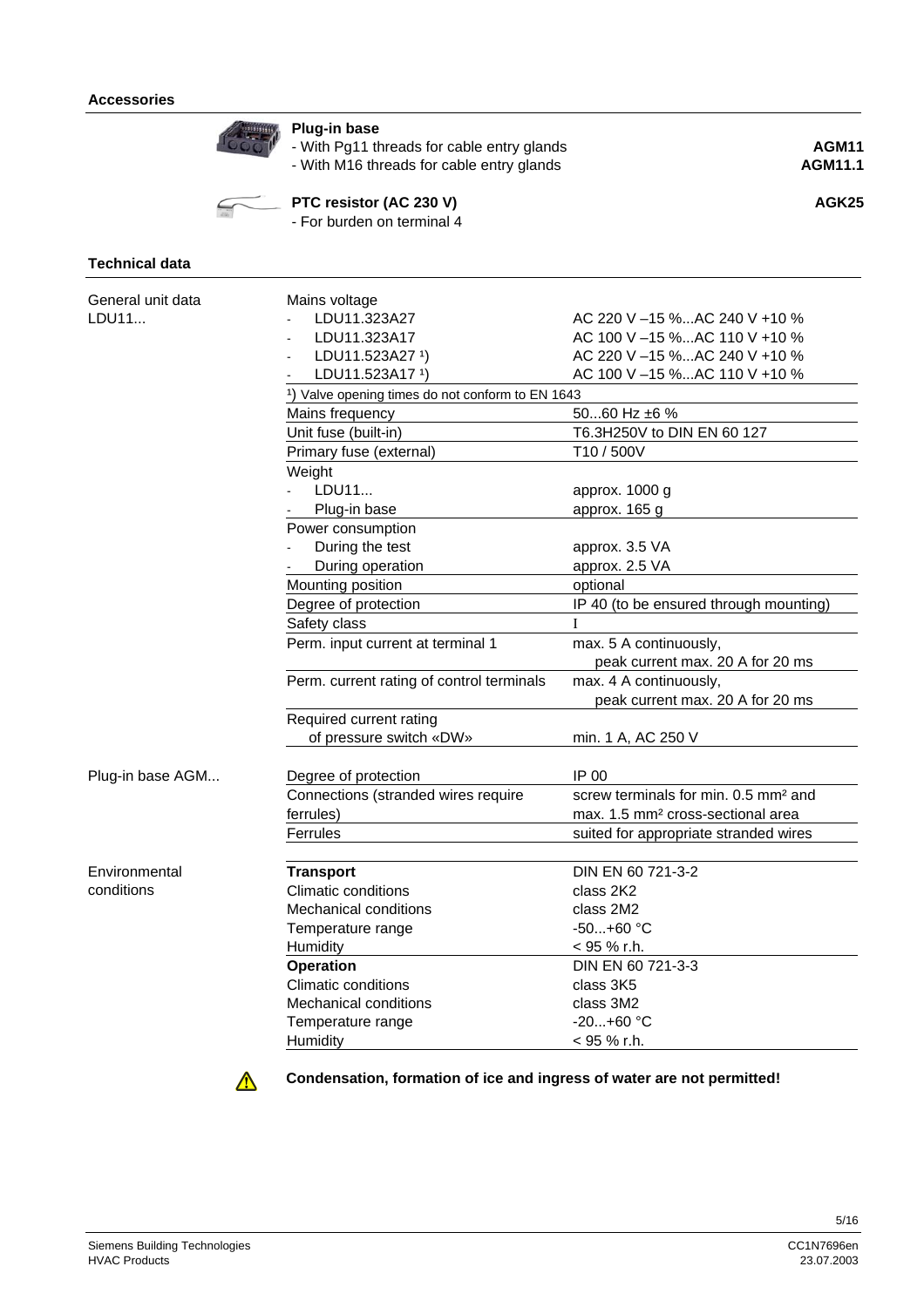## Accessories

| | |
|---|---|
| **Plug-in base** | |
| - With Pg11 threads for cable entry glands | **AGM11** |
| - With M16 threads for cable entry glands | **AGM11.1** |
| **PTC resistor (AC 230 V)** | **AGK25** |
| - For burden on terminal 4 | |

## Technical data

| | | |
|---|---|---|
| General unit data LDU11... | Mains voltage | |
| | - LDU11.323A27 | AC 220 V –15 %...AC 240 V +10 % |
| | - LDU11.323A17 | AC 100 V –15 %...AC 110 V +10 % |
| | - LDU11.523A27 [1]) | AC 220 V –15 %...AC 240 V +10 % |
| | - LDU11.523A17 [1]) | AC 100 V –15 %...AC 110 V +10 % |
| | [1]) Valve opening times do not conform to EN 1643 | |
| | Mains frequency | 50...60 Hz ±6 % |
| | Unit fuse (built-in) | T6.3H250V to DIN EN 60 127 |
| | Primary fuse (external) | T10 / 500V |
| | Weight | |
| | - LDU11... | approx. 1000 g |
| | - Plug-in base | approx. 165 g |
| | Power consumption | |
| | - During the test | approx. 3.5 VA |
| | - During operation | approx. 2.5 VA |
| | Mounting position | optional |
| | Degree of protection | IP 40 (to be ensured through mounting) |
| | Safety class | I |
| | Perm. input current at terminal 1 | max. 5 A continuously, peak current max. 20 A for 20 ms |
| | Perm. current rating of control terminals | max. 4 A continuously, peak current max. 20 A for 20 ms |
| | Required current rating of pressure switch «DW» | min. 1 A, AC 250 V |
| Plug-in base AGM... | Degree of protection | IP 00 |
| | Connections (stranded wires require ferrules) | screw terminals for min. 0.5 mm² and max. 1.5 mm² cross-sectional area |
| | Ferrules | suited for appropriate stranded wires |
| Environmental conditions | **Transport** | DIN EN 60 721-3-2 |
| | Climatic conditions | class 2K2 |
| | Mechanical conditions | class 2M2 |
| | Temperature range | -50...+60 °C |
| | Humidity | < 95 % r.h. |
| | **Operation** | DIN EN 60 721-3-3 |
| | Climatic conditions | class 3K5 |
| | Mechanical conditions | class 3M2 |
| | Temperature range | -20...+60 °C |
| | Humidity | < 95 % r.h. |

**Condensation, formation of ice and ingress of water are not permitted!**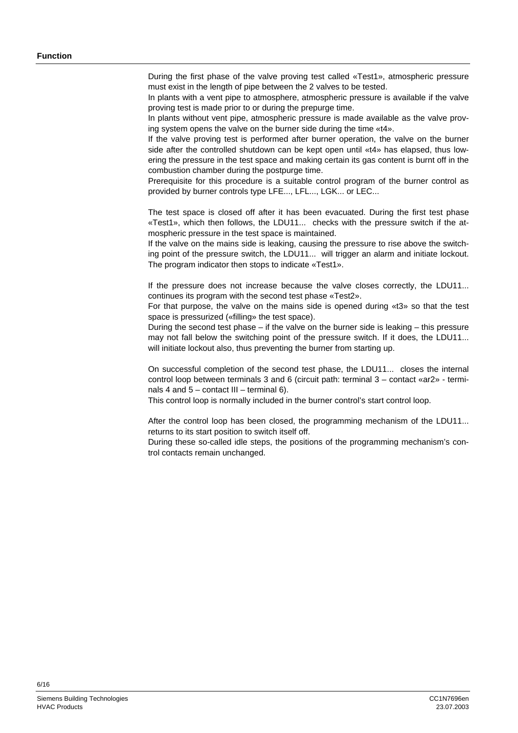## Function

During the first phase of the valve proving test called «Test1», atmospheric pressure must exist in the length of pipe between the 2 valves to be tested.
In plants with a vent pipe to atmosphere, atmospheric pressure is available if the valve proving test is made prior to or during the prepurge time.
In plants without vent pipe, atmospheric pressure is made available as the valve proving system opens the valve on the burner side during the time «t4».
If the valve proving test is performed after burner operation, the valve on the burner side after the controlled shutdown can be kept open until «t4» has elapsed, thus lowering the pressure in the test space and making certain its gas content is burnt off in the combustion chamber during the postpurge time.
Prerequisite for this procedure is a suitable control program of the burner control as provided by burner controls type LFE..., LFL..., LGK... or LEC...

The test space is closed off after it has been evacuated. During the first test phase «Test1», which then follows, the LDU11... checks with the pressure switch if the atmospheric pressure in the test space is maintained.
If the valve on the mains side is leaking, causing the pressure to rise above the switching point of the pressure switch, the LDU11... will trigger an alarm and initiate lockout. The program indicator then stops to indicate «Test1».

If the pressure does not increase because the valve closes correctly, the LDU11... continues its program with the second test phase «Test2».
For that purpose, the valve on the mains side is opened during «t3» so that the test space is pressurized («filling» the test space).
During the second test phase – if the valve on the burner side is leaking – this pressure may not fall below the switching point of the pressure switch. If it does, the LDU11... will initiate lockout also, thus preventing the burner from starting up.

On successful completion of the second test phase, the LDU11... closes the internal control loop between terminals 3 and 6 (circuit path: terminal 3 – contact «ar2» - terminals 4 and 5 – contact III – terminal 6).
This control loop is normally included in the burner control's start control loop.

After the control loop has been closed, the programming mechanism of the LDU11... returns to its start position to switch itself off.
During these so-called idle steps, the positions of the programming mechanism's control contacts remain unchanged.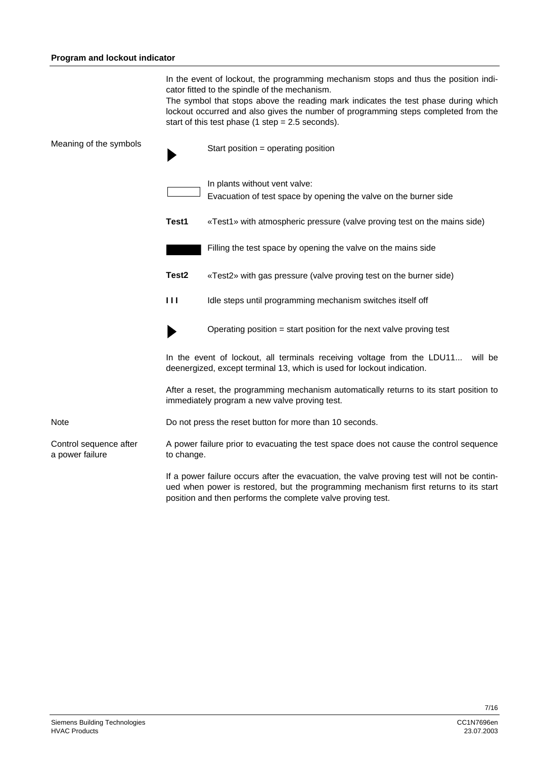**Program and lockout indicator**

In the event of lockout, the programming mechanism stops and thus the position indicator fitted to the spindle of the mechanism.
The symbol that stops above the reading mark indicates the test phase during which lockout occurred and also gives the number of programming steps completed from the start of this test phase (1 step = 2.5 seconds).

Meaning of the symbols

| Symbol | Meaning |
|---|---|
| ▶ | Start position = operating position |
| ▭ | In plants without vent valve:<br>Evacuation of test space by opening the valve on the burner side |
| **Test1** | «Test1» with atmospheric pressure (valve proving test on the mains side) |
| ▬ | Filling the test space by opening the valve on the mains side |
| **Test2** | «Test2» with gas pressure (valve proving test on the burner side) |
| **I I I** | Idle steps until programming mechanism switches itself off |
| ▶ | Operating position = start position for the next valve proving test |

In the event of lockout, all terminals receiving voltage from the LDU11... will be deenergized, except terminal 13, which is used for lockout indication.

After a reset, the programming mechanism automatically returns to its start position to immediately program a new valve proving test.

Note

Do not press the reset button for more than 10 seconds.

Control sequence after a power failure

A power failure prior to evacuating the test space does not cause the control sequence to change.

If a power failure occurs after the evacuation, the valve proving test will not be continued when power is restored, but the programming mechanism first returns to its start position and then performs the complete valve proving test.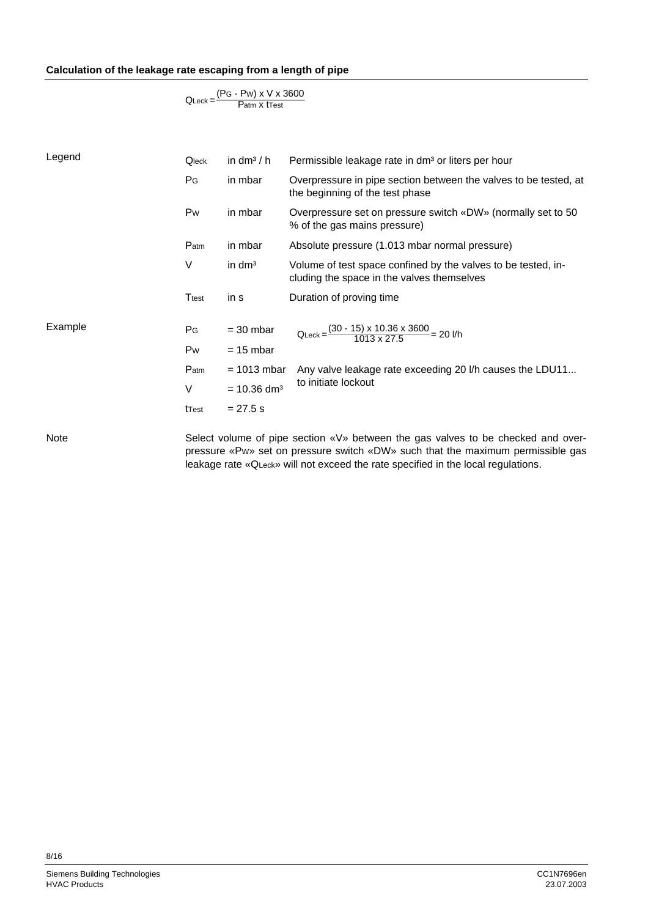### Calculation of the leakage rate escaping from a length of pipe

$$Q_{Leck} = \frac{(P_G - P_W) \times V \times 3600}{P_{atm} \times t_{Test}}$$

**Legend**

| | | |
|---|---|---|
| $Q_{leck}$ | in dm³ / h | Permissible leakage rate in dm³ or liters per hour |
| $P_G$ | in mbar | Overpressure in pipe section between the valves to be tested, at the beginning of the test phase |
| $P_W$ | in mbar | Overpressure set on pressure switch «DW» (normally set to 50 % of the gas mains pressure) |
| $P_{atm}$ | in mbar | Absolute pressure (1.013 mbar normal pressure) |
| V | in dm³ | Volume of test space confined by the valves to be tested, including the space in the valves themselves |
| $T_{test}$ | in s | Duration of proving time |

**Example**

$P_G$ = 30 mbar

$P_W$ = 15 mbar

$P_{atm}$ = 1013 mbar

V = 10.36 dm³

$t_{Test}$ = 27.5 s

$$Q_{Leck} = \frac{(30 - 15) \times 10.36 \times 3600}{1013 \times 27.5} = 20 \text{ l/h}$$

Any valve leakage rate exceeding 20 l/h causes the LDU11... to initiate lockout

**Note**

Select volume of pipe section «V» between the gas valves to be checked and overpressure «$P_W$» set on pressure switch «DW» such that the maximum permissible gas leakage rate «$Q_{Leck}$» will not exceed the rate specified in the local regulations.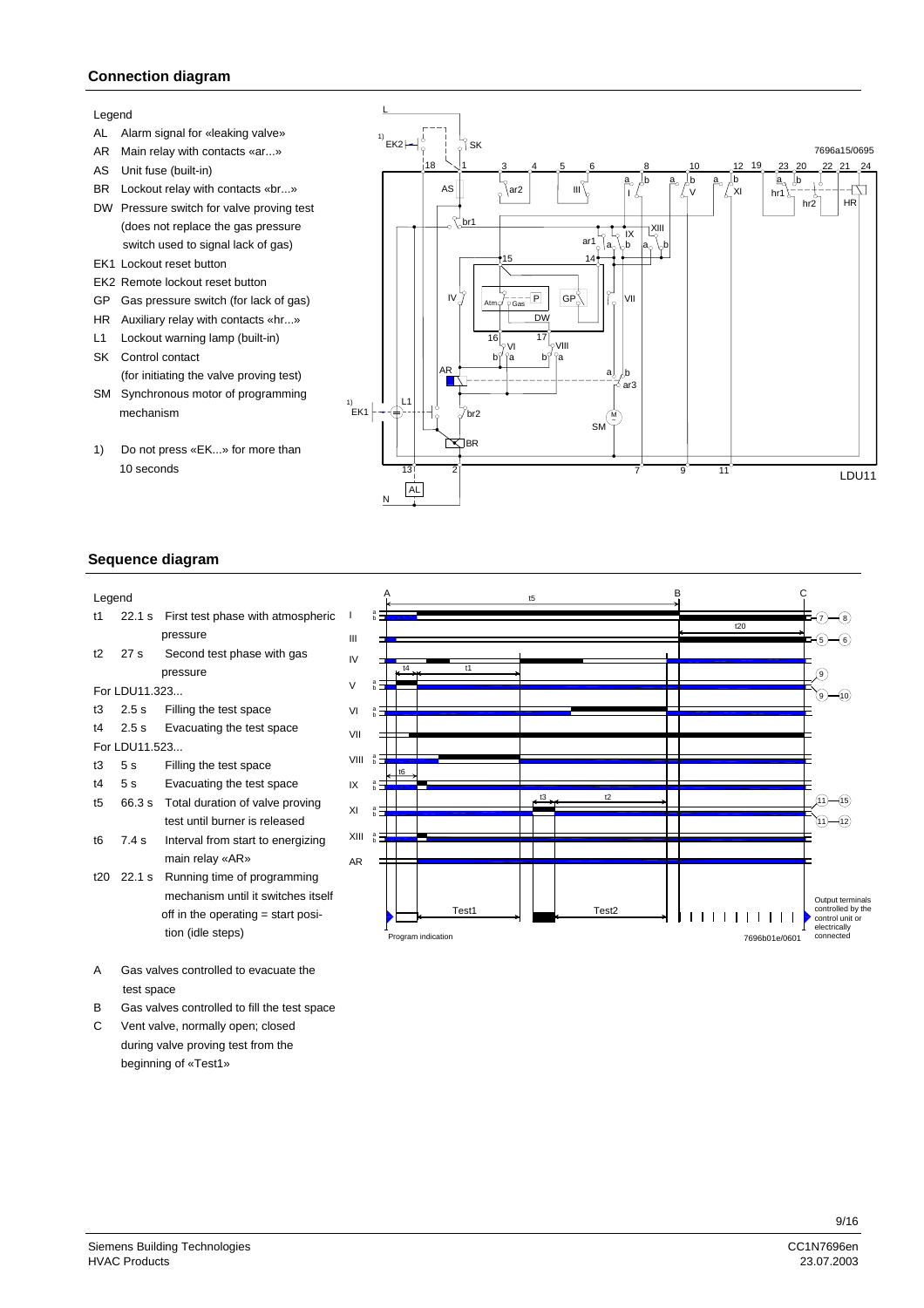## Connection diagram

Legend

- AL Alarm signal for «leaking valve»
- AR Main relay with contacts «ar...»
- AS Unit fuse (built-in)
- BR Lockout relay with contacts «br...»
- DW Pressure switch for valve proving test (does not replace the gas pressure switch used to signal lack of gas)
- EK1 Lockout reset button
- EK2 Remote lockout reset button
- GP Gas pressure switch (for lack of gas)
- HR Auxiliary relay with contacts «hr...»
- L1 Lockout warning lamp (built-in)
- SK Control contact (for initiating the valve proving test)
- SM Synchronous motor of programming mechanism

1) Do not press «EK...» for more than 10 seconds

## Sequence diagram

Legend

| | | |
|---|---|---|
| t1 | 22.1 s | First test phase with atmospheric pressure |
| t2 | 27 s | Second test phase with gas pressure |
| For LDU11.323... | | |
| t3 | 2.5 s | Filling the test space |
| t4 | 2.5 s | Evacuating the test space |
| For LDU11.523... | | |
| t3 | 5 s | Filling the test space |
| t4 | 5 s | Evacuating the test space |
| t5 | 66.3 s | Total duration of valve proving test until burner is released |
| t6 | 7.4 s | Interval from start to energizing main relay «AR» |
| t20 | 22.1 s | Running time of programming mechanism until it switches itself off in the operating = start position (idle steps) |

- A Gas valves controlled to evacuate the test space
- B Gas valves controlled to fill the test space
- C Vent valve, normally open; closed during valve proving test from the beginning of «Test1»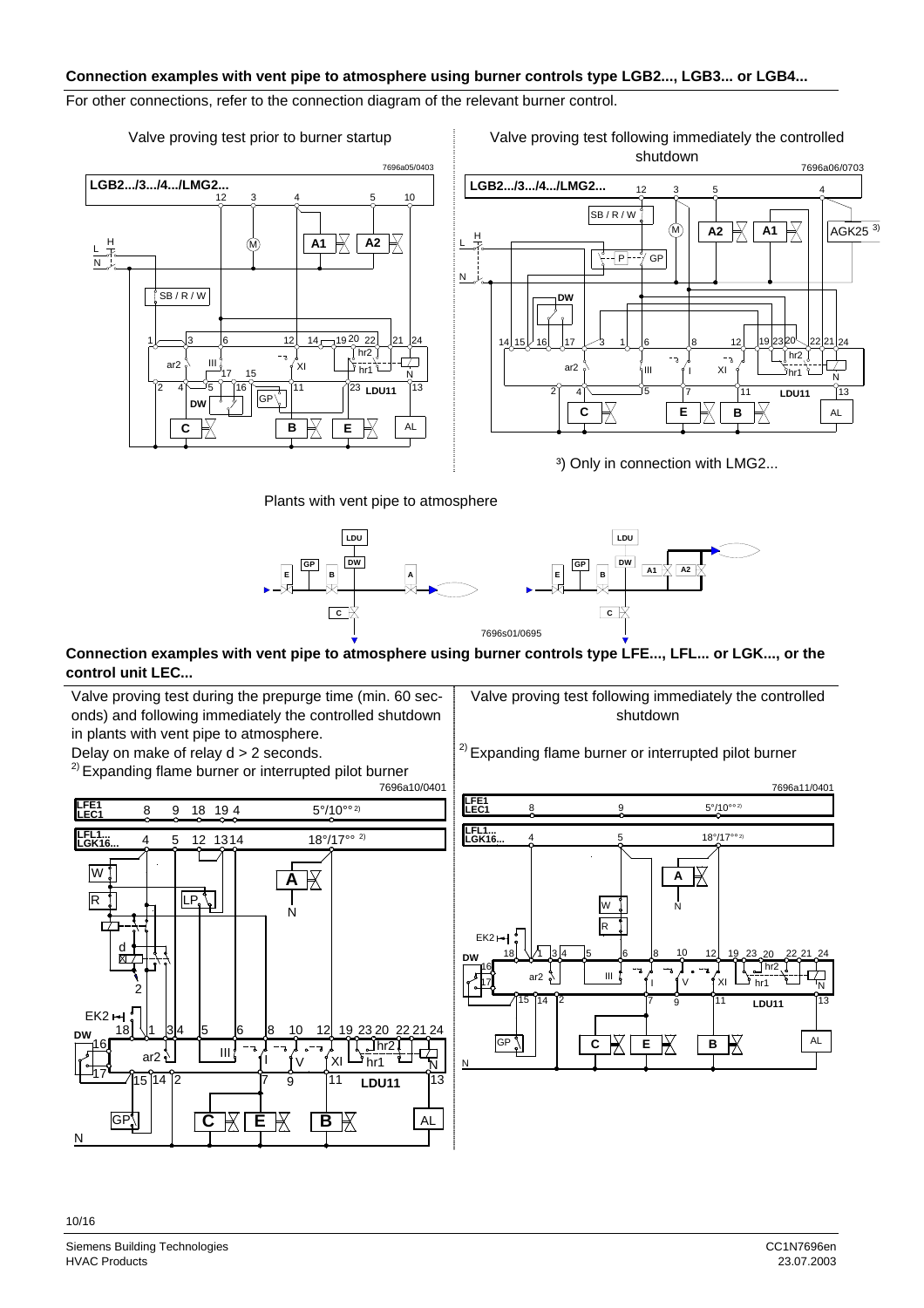## Connection examples with vent pipe to atmosphere using burner controls type LGB2..., LGB3... or LGB4...

For other connections, refer to the connection diagram of the relevant burner control.

Valve proving test prior to burner startup

7696a05/0403

Valve proving test following immediately the controlled shutdown

7696a06/0703

³) Only in connection with LMG2...

Plants with vent pipe to atmosphere

7696s01/0695

## Connection examples with vent pipe to atmosphere using burner controls type LFE..., LFL... or LGK..., or the control unit LEC...

Valve proving test during the prepurge time (min. 60 seconds) and following immediately the controlled shutdown in plants with vent pipe to atmosphere.

Delay on make of relay d > 2 seconds.

²) Expanding flame burner or interrupted pilot burner

7696a10/0401

Valve proving test following immediately the controlled shutdown

²) Expanding flame burner or interrupted pilot burner

7696a11/0401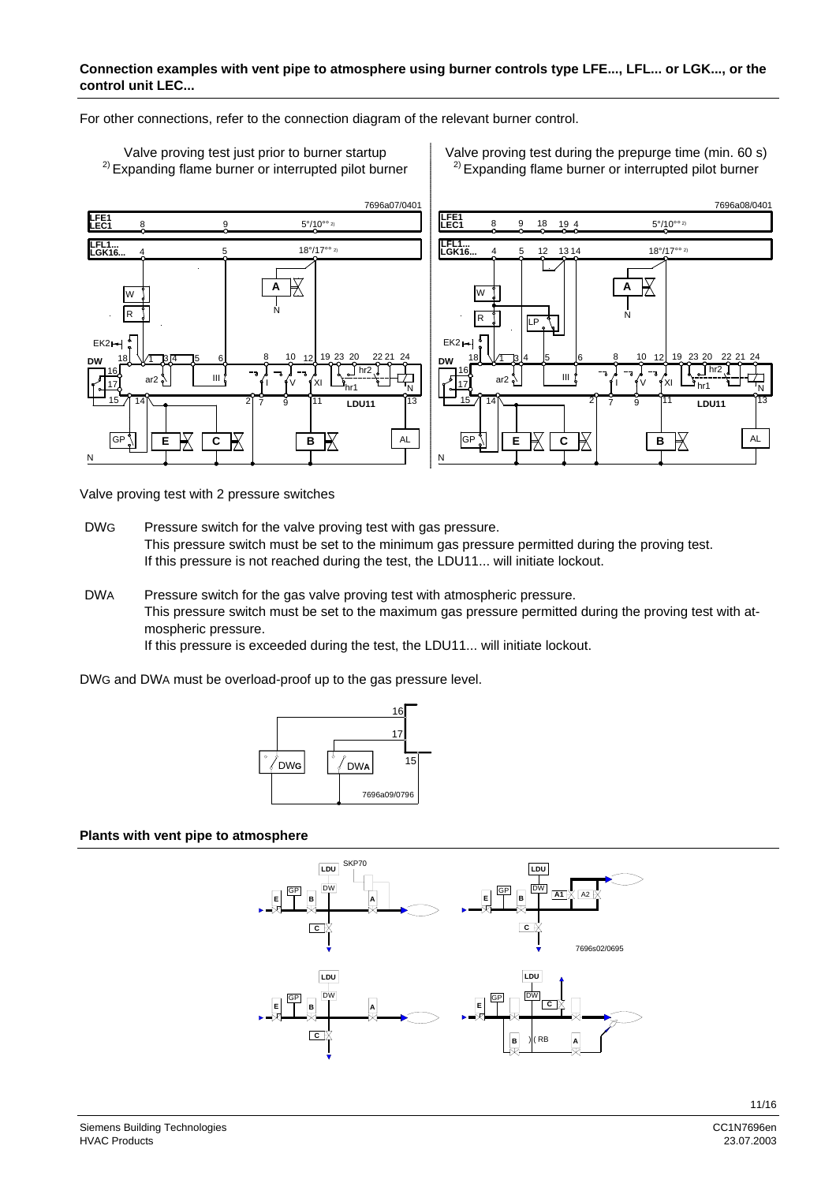**Connection examples with vent pipe to atmosphere using burner controls type LFE..., LFL... or LGK..., or the control unit LEC...**

For other connections, refer to the connection diagram of the relevant burner control.

Valve proving test just prior to burner startup
[2] Expanding flame burner or interrupted pilot burner

Valve proving test during the prepurge time (min. 60 s)
[2] Expanding flame burner or interrupted pilot burner

Valve proving test with 2 pressure switches

DWG Pressure switch for the valve proving test with gas pressure.
This pressure switch must be set to the minimum gas pressure permitted during the proving test.
If this pressure is not reached during the test, the LDU11... will initiate lockout.

DWA Pressure switch for the gas valve proving test with atmospheric pressure.
This pressure switch must be set to the maximum gas pressure permitted during the proving test with atmospheric pressure.
If this pressure is exceeded during the test, the LDU11... will initiate lockout.

DWG and DWA must be overload-proof up to the gas pressure level.

**Plants with vent pipe to atmosphere**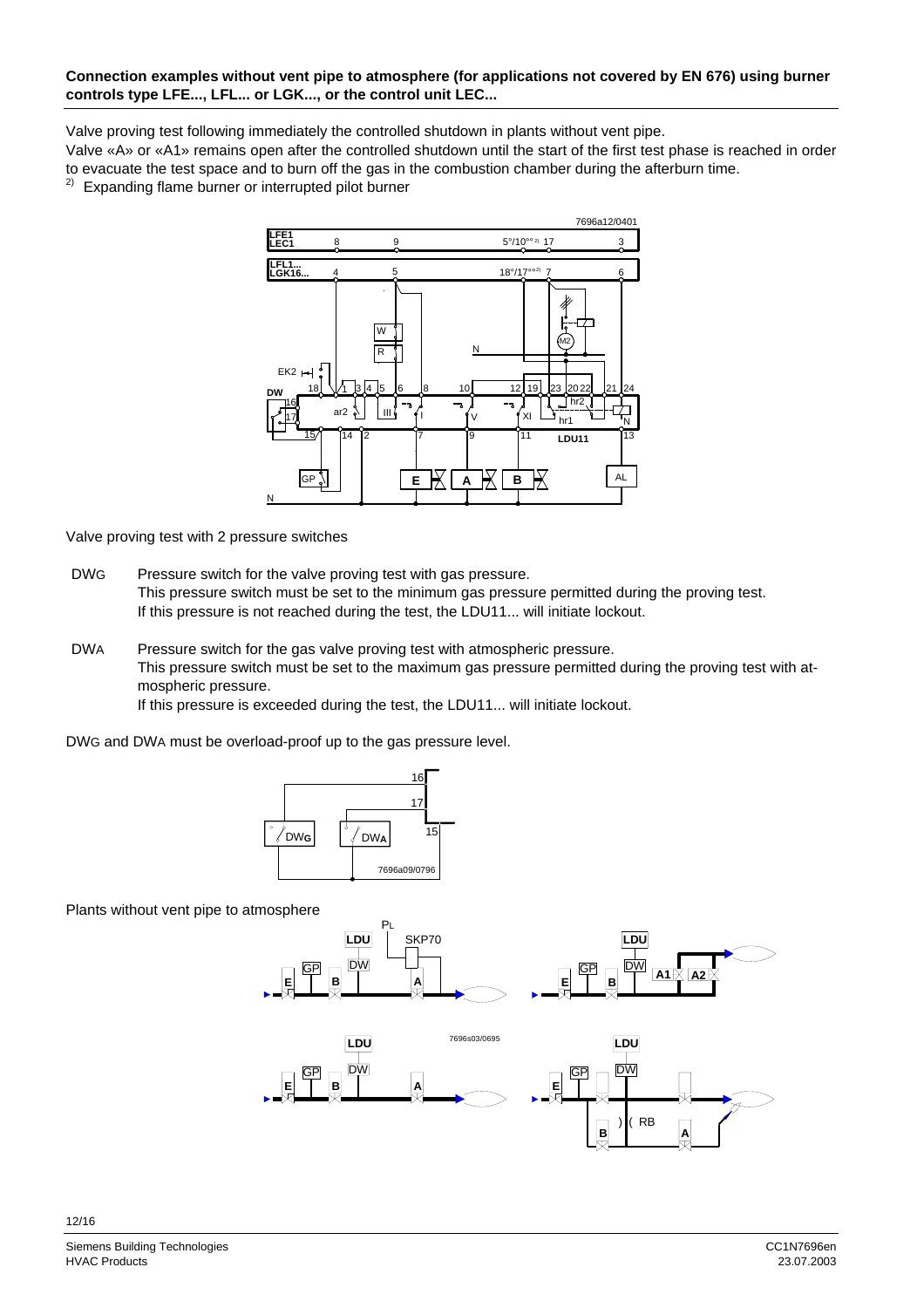**Connection examples without vent pipe to atmosphere (for applications not covered by EN 676) using burner controls type LFE..., LFL... or LGK..., or the control unit LEC...**

Valve proving test following immediately the controlled shutdown in plants without vent pipe.
Valve «A» or «A1» remains open after the controlled shutdown until the start of the first test phase is reached in order to evacuate the test space and to burn off the gas in the combustion chamber during the afterburn time.
[2] Expanding flame burner or interrupted pilot burner

Valve proving test with 2 pressure switches

DWG  Pressure switch for the valve proving test with gas pressure.
This pressure switch must be set to the minimum gas pressure permitted during the proving test.
If this pressure is not reached during the test, the LDU11... will initiate lockout.

DWA  Pressure switch for the gas valve proving test with atmospheric pressure.
This pressure switch must be set to the maximum gas pressure permitted during the proving test with atmospheric pressure.
If this pressure is exceeded during the test, the LDU11... will initiate lockout.

DWG and DWA must be overload-proof up to the gas pressure level.

Plants without vent pipe to atmosphere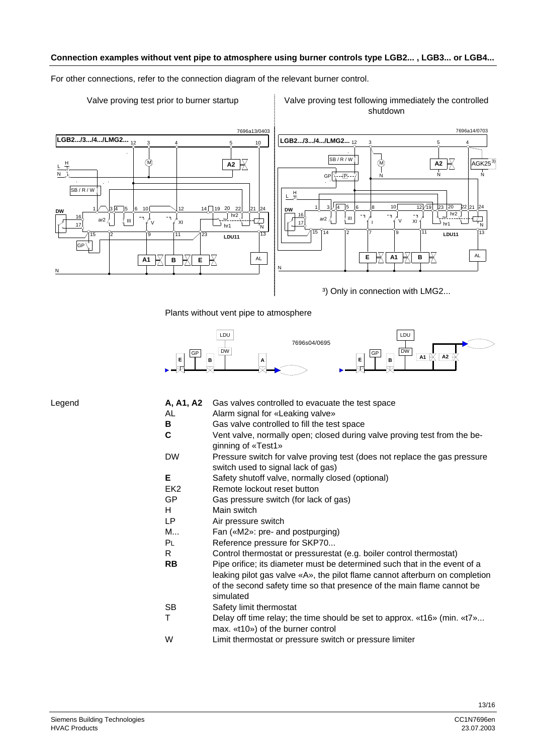**Connection examples without vent pipe to atmosphere using burner controls type LGB2... , LGB3... or LGB4...**

For other connections, refer to the connection diagram of the relevant burner control.

Valve proving test prior to burner startup

Valve proving test following immediately the controlled shutdown

³) Only in connection with LMG2...

Plants without vent pipe to atmosphere

Legend

| | |
|---|---|
| **A, A1, A2** | Gas valves controlled to evacuate the test space |
| AL | Alarm signal for «Leaking valve» |
| **B** | Gas valve controlled to fill the test space |
| **C** | Vent valve, normally open; closed during valve proving test from the beginning of «Test1» |
| DW | Pressure switch for valve proving test (does not replace the gas pressure switch used to signal lack of gas) |
| **E** | Safety shutoff valve, normally closed (optional) |
| EK2 | Remote lockout reset button |
| GP | Gas pressure switch (for lack of gas) |
| H | Main switch |
| LP | Air pressure switch |
| M... | Fan («M2»: pre- and postpurging) |
| $P_L$ | Reference pressure for SKP70... |
| R | Control thermostat or pressurestat (e.g. boiler control thermostat) |
| **RB** | Pipe orifice; its diameter must be determined such that in the event of a leaking pilot gas valve «A», the pilot flame cannot afterburn on completion of the second safety time so that presence of the main flame cannot be simulated |
| SB | Safety limit thermostat |
| T | Delay off time relay; the time should be set to approx. «t16» (min. «t7»... max. «t10») of the burner control |
| W | Limit thermostat or pressure switch or pressure limiter |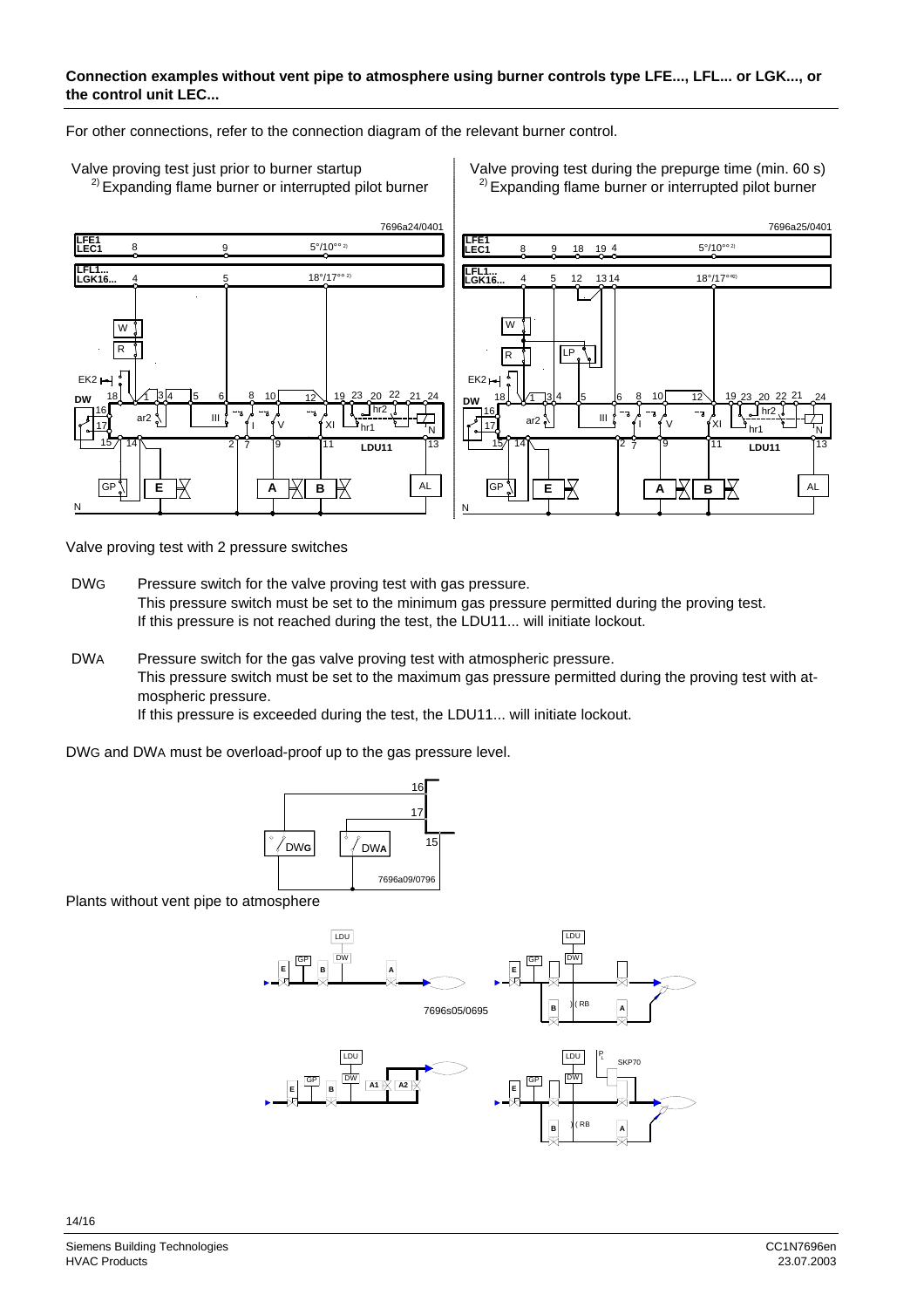**Connection examples without vent pipe to atmosphere using burner controls type LFE..., LFL... or LGK..., or the control unit LEC...**

For other connections, refer to the connection diagram of the relevant burner control.

Valve proving test just prior to burner startup
[2] Expanding flame burner or interrupted pilot burner

Valve proving test during the prepurge time (min. 60 s)
[2] Expanding flame burner or interrupted pilot burner

Valve proving test with 2 pressure switches

DWG Pressure switch for the valve proving test with gas pressure.
This pressure switch must be set to the minimum gas pressure permitted during the proving test.
If this pressure is not reached during the test, the LDU11... will initiate lockout.

DWA Pressure switch for the gas valve proving test with atmospheric pressure.
This pressure switch must be set to the maximum gas pressure permitted during the proving test with atmospheric pressure.
If this pressure is exceeded during the test, the LDU11... will initiate lockout.

DWG and DWA must be overload-proof up to the gas pressure level.

Plants without vent pipe to atmosphere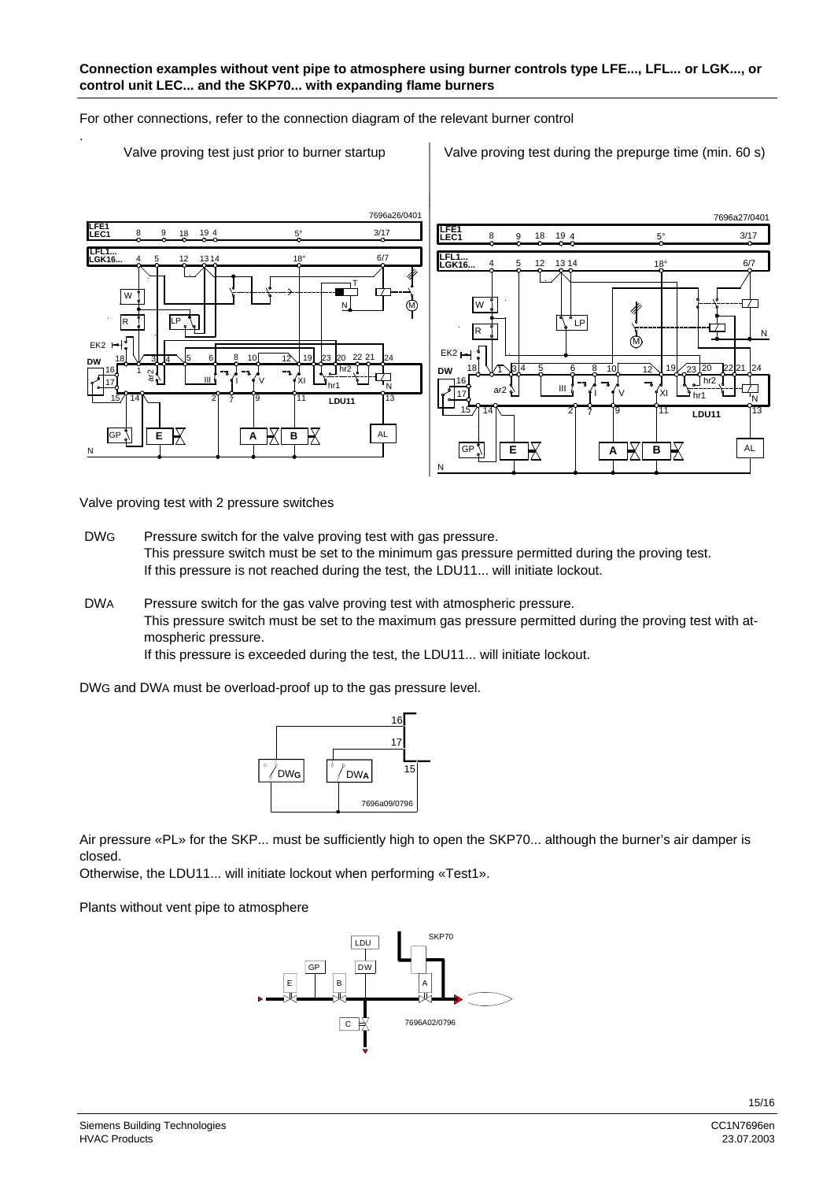**Connection examples without vent pipe to atmosphere using burner controls type LFE..., LFL... or LGK..., or control unit LEC... and the SKP70... with expanding flame burners**

For other connections, refer to the connection diagram of the relevant burner control

Valve proving test just prior to burner startup

Valve proving test during the prepurge time (min. 60 s)

Valve proving test with 2 pressure switches

DWG Pressure switch for the valve proving test with gas pressure.
This pressure switch must be set to the minimum gas pressure permitted during the proving test.
If this pressure is not reached during the test, the LDU11... will initiate lockout.

DWA Pressure switch for the gas valve proving test with atmospheric pressure.
This pressure switch must be set to the maximum gas pressure permitted during the proving test with atmospheric pressure.
If this pressure is exceeded during the test, the LDU11... will initiate lockout.

DWG and DWA must be overload-proof up to the gas pressure level.

Air pressure «PL» for the SKP... must be sufficiently high to open the SKP70... although the burner's air damper is closed.
Otherwise, the LDU11... will initiate lockout when performing «Test1».

Plants without vent pipe to atmosphere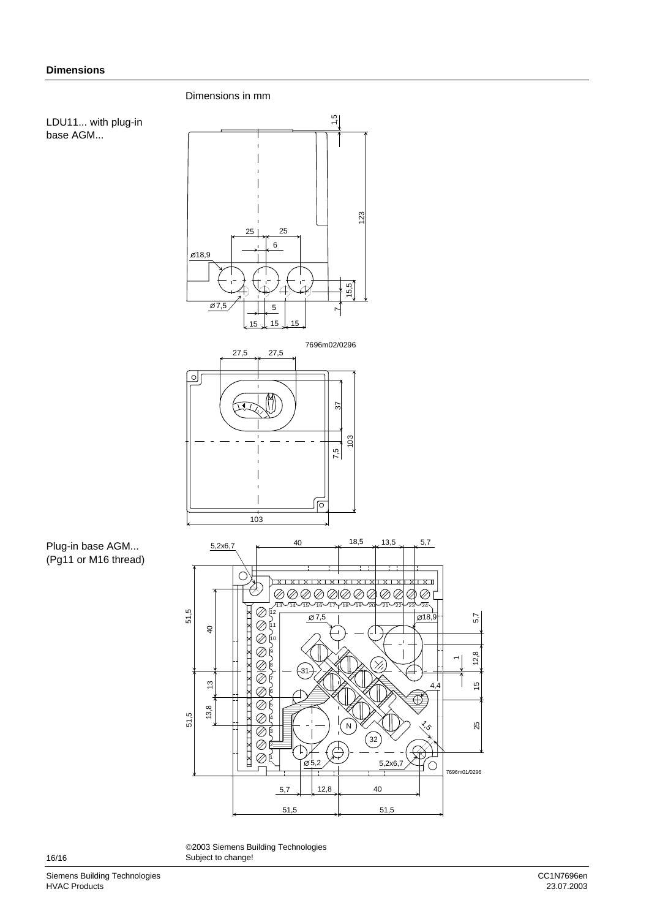## Dimensions

Dimensions in mm

LDU11... with plug-in base AGM...

1,5

123

25

25

6

Ø18,9

15,5

Ø7,5

5

7

15

15

15

7696m02/0296

27,5

27,5

37

103

7,5

103

Plug-in base AGM... (Pg11 or M16 thread)

5,2x6,7

40

18,5

13,5

5,7

Ø7,5

Ø18,9

5,7

51,5

40

12,8

1

31

15

4,4

13

13,8

51,5

N

1,5

25

32

Ø5,2

5,2x6,7

7696m01/0296

5,7

12,8

40

51,5

51,5

©2003 Siemens Building Technologies
Subject to change!

Siemens Building Technologies
HVAC Products

CC1N7696en
23.07.2003